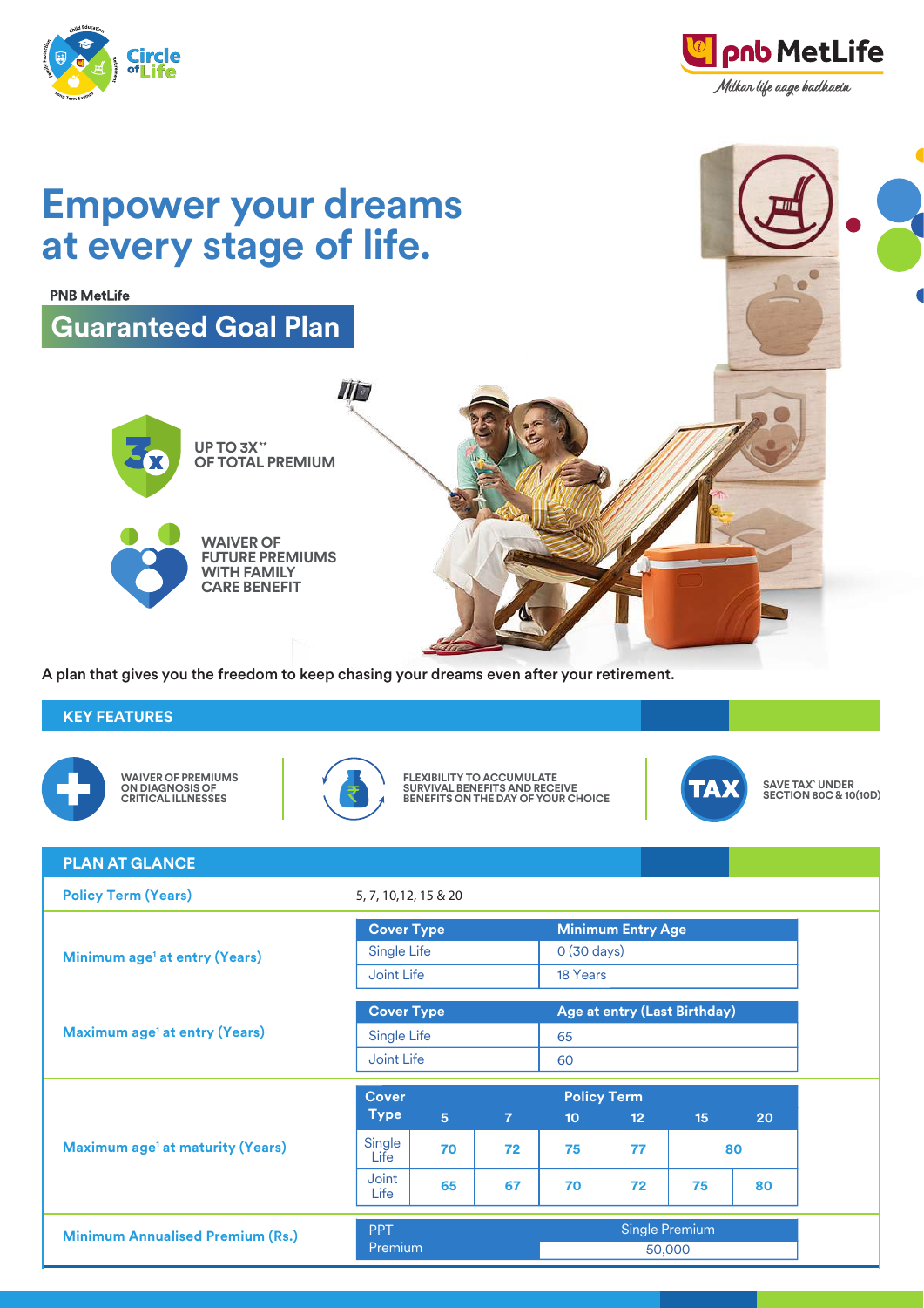Circle of Life

pnb MetLife
*Milkar life aage badhaein*

# Empower your dreams at every stage of life.

**PNB MetLife**

## Guaranteed Goal Plan

UP TO 3X** OF TOTAL PREMIUM

WAIVER OF FUTURE PREMIUMS WITH FAMILY CARE BENEFIT

A plan that gives you the freedom to keep chasing your dreams even after your retirement.

## KEY FEATURES

- WAIVER OF PREMIUMS ON DIAGNOSIS OF CRITICAL ILLNESSES
- FLEXIBILITY TO ACCUMULATE SURVIVAL BENEFITS AND RECEIVE BENEFITS ON THE DAY OF YOUR CHOICE
- SAVE TAX^ UNDER SECTION 80C & 10(10D)

## PLAN AT GLANCE

**Policy Term (Years):** 5, 7, 10,12, 15 & 20

**Minimum age[1] at entry (Years)**

| Cover Type | Minimum Entry Age |
|---|---|
| Single Life | 0 (30 days) |
| Joint Life | 18 Years |

**Maximum age[1] at entry (Years)**

| Cover Type | Age at entry (Last Birthday) |
|---|---|
| Single Life | 65 |
| Joint Life | 60 |

**Maximum age[1] at maturity (Years)**

| Cover Type | Policy Term 5 | 7 | 10 | 12 | 15 | 20 |
|---|---|---|---|---|---|---|
| Single Life | 70 | 72 | 75 | 77 | 80 | 80 |
| Joint Life | 65 | 67 | 70 | 72 | 75 | 80 |

**Minimum Annualised Premium (Rs.)**

| PPT | Single Premium |
|---|---|
| Premium | 50,000 |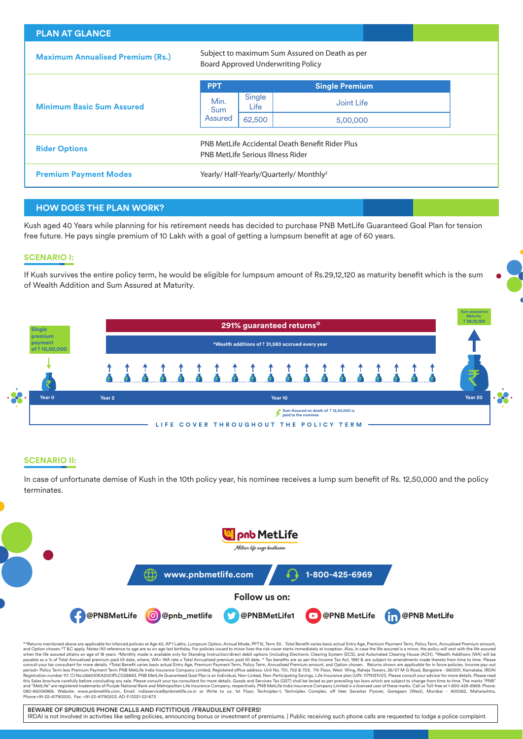## PLAN AT GLANCE

| | |
|---|---|
| **Maximum Annualised Premium (Rs.)** | Subject to maximum Sum Assured on Death as per Board Approved Underwriting Policy |
| **Minimum Basic Sum Assured** | see table below |
| **Rider Options** | PNB MetLife Accidental Death Benefit Rider Plus<br>PNB MetLife Serious Illness Rider |
| **Premium Payment Modes** | Yearly/ Half-Yearly/Quarterly/ Monthly[2] |

| PPT | Single Premium | |
|---|---|---|
| Min. Sum Assured | Single Life | Joint Life |
| | 62,500 | 5,00,000 |

## HOW DOES THE PLAN WORK?

Kush aged 40 Years while planning for his retirement needs has decided to purchase PNB MetLife Guaranteed Goal Plan for tension free future. He pays single premium of 10 Lakh with a goal of getting a lumpsum benefit at age of 60 years.

### SCENARIO I:

If Kush survives the entire policy term, he would be eligible for lumpsum amount of Rs.29,12,120 as maturity benefit which is the sum of Wealth Addition and Sum Assured at Maturity.

Single premium payment of ₹ 10,00,000

291% guaranteed returns[@]

*Wealth additions of ₹ 31,580 accrued every year

Sum assured on Maturity ₹ 29,12,120

Year 0 Year 2 Year 10 Year 20

Sum Assured on death of ₹ 12,50,000 is paid to the nominee

LIFE COVER THROUGHOUT THE POLICY TERM

### SCENARIO II:

In case of unfortunate demise of Kush in the 10th policy year, his nominee receives a lump sum benefit of Rs. 12,50,000 and the policy terminates.

pnb MetLife

*Milkar life aage badhaein*

www.pnbmetlife.com 1-800-425-6969

**Follow us on:**

@PNBMetLife @pnb_metlife @PNBMetLife1 @PNB MetLife @PNB MetLife

**Returns mentioned above are applicable for inforced policies at Age 40, AP 1 Lakhs, Lumpsum Option, Annual Mode, PPT12, Term 30 . Total Benefit varies basis actual Entry Age, Premium Payment Term, Policy Term, Annualised Premium amount, and Option chosen.*T & C apply. Notes:¹All reference to age are as on age last birthday. For policies issued to minor lives the risk cover starts immediately at inception. Also, in case the life assured is a minor, the policy will vest with the life assured when the life assured attains an age of 18 years. ²Monthly mode is available only for Standing Instruction/direct debit options (including Electronic Clearing System (ECS), and Automated Clearing House (ACH). *Wealth Additions (WA) will be payable as a % of Total Annualised premium paid till date, where, WA= WA rate x Total Annualised premium paid till date. ^ Tax benefits are as per the Income Tax Act, 1961 & are subject to amendments made thereto from time to time. Please consult your tax consultant for more details. @Total Benefit varies basis actual Entry Age, Premium Payment Term, Policy Term, Annualised Premium amount, and Option chosen. Returns shown are applicable for in force policies. Income pay-out period= Policy Term less Premium Payment Term PNB MetLife India Insurance Company Limited, Registered office address: Unit No. 701, 702 & 703, 7th Floor, West Wing, Raheja Towers, 26/27 M G Road, Bangalore - 560001, Karnataka. IRDAI Registration number 117. CI No:U66010KA2001PLC028883. PNB MetLife Guaranteed Goal Plan is an Individual, Non-Linked, Non-Participating Savings, Life Insurance plan (UIN: 117N131V01). Please consult your advisor for more details. Please read this Sales brochure carefully before concluding any sale. Please consult your tax consultant for more details. Goods and Services Tax (GST) shall be levied as per prevailing tax laws which are subject to change from time to time. The marks "PNB" and "MetLife" are registered trademarks of Punjab National Bank and Metropolitan Life Insurance Company, respectively. PNB MetLife India Insurance Company Limited is a licensed user of these marks. Call us Toll-free at 1-800-425-6969. Phone: 080-66006969, Website: www.pnbmetlife.com, Email: indiaservice@pnbmetlife.co.in or Write to us: 1st Floor, Techniplex-1, Techniplex Complex, off Veer Savarkar Flyover, Goregaon (West), Mumbai - 400062, Maharashtra. Phone:+91-22-41790000, Fax: +91-22-41790203. AD-F/2021-22/673

**BEWARE OF SPURIOUS PHONE CALLS AND FICTITIOUS /FRAUDULENT OFFERS!**
IRDAI is not involved in activities like selling policies, announcing bonus or investment of premiums. | Public receiving such phone calls are requested to lodge a police complaint.